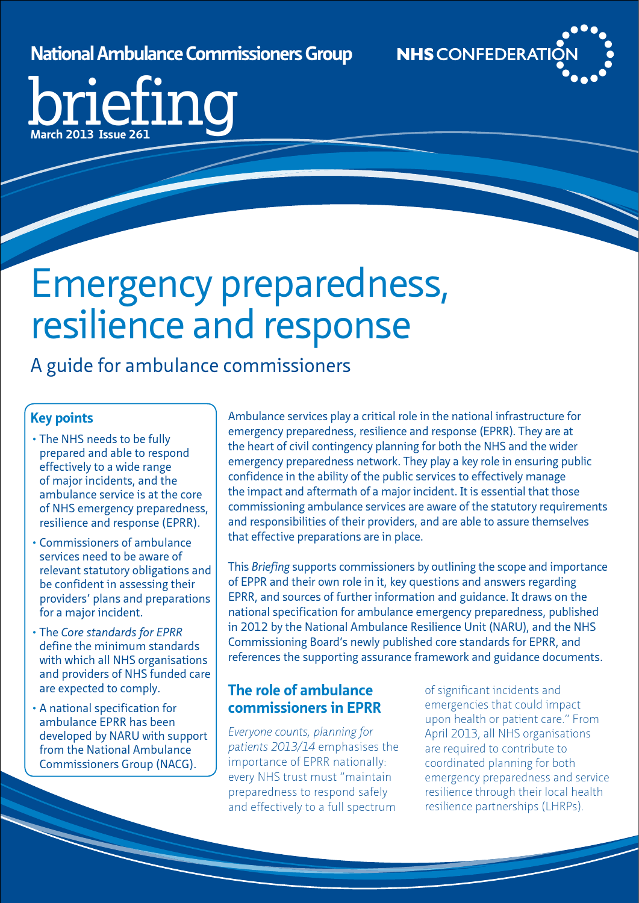**National Ambulance Commissioners Group**

**NHS CONFEDERATION**

briefing

**March 2013 Issue 261**

# Emergency preparedness, resilience and response

## A guide for ambulance commissioners

### Key points

- The NHS needs to be fully prepared and able to respond effectively to a wide range of major incidents, and the ambulance service is at the core of NHS emergency preparedness, resilience and response (EPRR).
- Commissioners of ambulance services need to be aware of relevant statutory obligations and be confident in assessing their providers' plans and preparations for a major incident.
- The *Core standards for EPRR* define the minimum standards with which all NHS organisations and providers of NHS funded care are expected to comply.
- A national specification for ambulance EPRR has been developed by NARU with support from the National Ambulance Commissioners Group (NACG).

Ambulance services play a critical role in the national infrastructure for emergency preparedness, resilience and response (EPRR). They are at the heart of civil contingency planning for both the NHS and the wider emergency preparedness network. They play a key role in ensuring public confidence in the ability of the public services to effectively manage the impact and aftermath of a major incident. It is essential that those commissioning ambulance services are aware of the statutory requirements and responsibilities of their providers, and are able to assure themselves that effective preparations are in place.

This *Briefing* supports commissioners by outlining the scope and importance of EPRR and their own role in it, key questions and answers regarding EPRR, and sources of further information and guidance. It draws on the national specification for ambulance emergency preparedness, published in 2012 by the National Ambulance Resilience Unit (NARU), and the NHS Commissioning Board's newly published core standards for EPRR, and references the supporting assurance framework and guidance documents.

### The role of ambulance commissioners in EPRR

*Everyone counts, planning for patients 2013/14* emphasises the importance of EPRR nationally: every NHS trust must "maintain preparedness to respond safely and effectively to a full spectrum of significant incidents and emergencies that could impact upon health or patient care." From April 2013, all NHS organisations are required to contribute to coordinated planning for both emergency preparedness and service resilience through their local health resilience partnerships (LHRPs).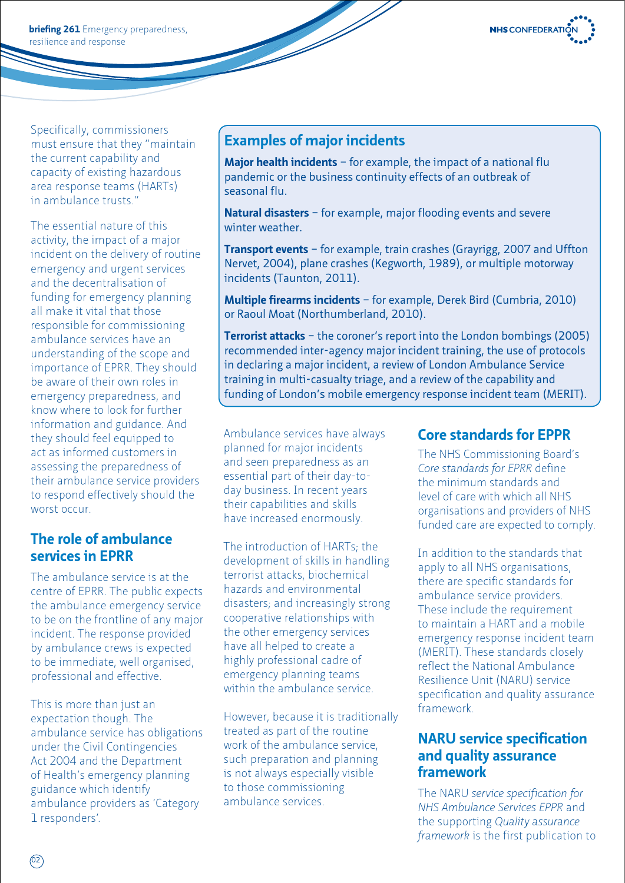Specifically, commissioners must ensure that they "maintain the current capability and capacity of existing hazardous area response teams (HARTs) in ambulance trusts."

The essential nature of this activity, the impact of a major incident on the delivery of routine emergency and urgent services and the decentralisation of funding for emergency planning all make it vital that those responsible for commissioning ambulance services have an understanding of the scope and importance of EPRR. They should be aware of their own roles in emergency preparedness, and know where to look for further information and guidance. And they should feel equipped to act as informed customers in assessing the preparedness of their ambulance service providers to respond effectively should the worst occur.

## The role of ambulance services in EPRR

The ambulance service is at the centre of EPRR. The public expects the ambulance emergency service to be on the frontline of any major incident. The response provided by ambulance crews is expected to be immediate, well organised, professional and effective.

This is more than just an expectation though. The ambulance service has obligations under the Civil Contingencies Act 2004 and the Department of Health's emergency planning guidance which identify ambulance providers as 'Category 1 responders'.

## Examples of major incidents

**Major health incidents** – for example, the impact of a national flu pandemic or the business continuity effects of an outbreak of seasonal flu.

**Natural disasters** – for example, major flooding events and severe winter weather.

**Transport events** – for example, train crashes (Grayrigg, 2007 and Uffton Nervet, 2004), plane crashes (Kegworth, 1989), or multiple motorway incidents (Taunton, 2011).

**Multiple firearms incidents** – for example, Derek Bird (Cumbria, 2010) or Raoul Moat (Northumberland, 2010).

**Terrorist attacks** – the coroner's report into the London bombings (2005) recommended inter-agency major incident training, the use of protocols in declaring a major incident, a review of London Ambulance Service training in multi-casualty triage, and a review of the capability and funding of London's mobile emergency response incident team (MERIT).

Ambulance services have always planned for major incidents and seen preparedness as an essential part of their day-to-day business. In recent years their capabilities and skills have increased enormously.

The introduction of HARTs; the development of skills in handling terrorist attacks, biochemical hazards and environmental disasters; and increasingly strong cooperative relationships with the other emergency services have all helped to create a highly professional cadre of emergency planning teams within the ambulance service.

However, because it is traditionally treated as part of the routine work of the ambulance service, such preparation and planning is not always especially visible to those commissioning ambulance services.

## Core standards for EPRR

The NHS Commissioning Board's *Core standards for EPRR* define the minimum standards and level of care with which all NHS organisations and providers of NHS funded care are expected to comply.

In addition to the standards that apply to all NHS organisations, there are specific standards for ambulance service providers. These include the requirement to maintain a HART and a mobile emergency response incident team (MERIT). These standards closely reflect the National Ambulance Resilience Unit (NARU) service specification and quality assurance framework.

## NARU service specification and quality assurance framework

The NARU *service specification for NHS Ambulance Services EPRR* and the supporting *Quality assurance framework* is the first publication to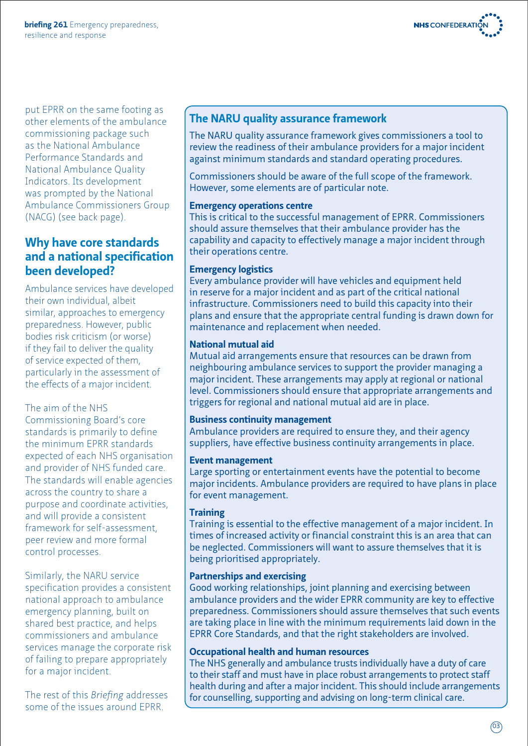put EPRR on the same footing as other elements of the ambulance commissioning package such as the National Ambulance Performance Standards and National Ambulance Quality Indicators. Its development was prompted by the National Ambulance Commissioners Group (NACG) (see back page).

## Why have core standards and a national specification been developed?

Ambulance services have developed their own individual, albeit similar, approaches to emergency preparedness. However, public bodies risk criticism (or worse) if they fail to deliver the quality of service expected of them, particularly in the assessment of the effects of a major incident.

The aim of the NHS Commissioning Board's core standards is primarily to define the minimum EPRR standards expected of each NHS organisation and provider of NHS funded care. The standards will enable agencies across the country to share a purpose and coordinate activities, and will provide a consistent framework for self-assessment, peer review and more formal control processes.

Similarly, the NARU service specification provides a consistent national approach to ambulance emergency planning, built on shared best practice, and helps commissioners and ambulance services manage the corporate risk of failing to prepare appropriately for a major incident.

The rest of this *Briefing* addresses some of the issues around EPRR.

## The NARU quality assurance framework

The NARU quality assurance framework gives commissioners a tool to review the readiness of their ambulance providers for a major incident against minimum standards and standard operating procedures.

Commissioners should be aware of the full scope of the framework. However, some elements are of particular note.

**Emergency operations centre**
This is critical to the successful management of EPRR. Commissioners should assure themselves that their ambulance provider has the capability and capacity to effectively manage a major incident through their operations centre.

**Emergency logistics**
Every ambulance provider will have vehicles and equipment held in reserve for a major incident and as part of the critical national infrastructure. Commissioners need to build this capacity into their plans and ensure that the appropriate central funding is drawn down for maintenance and replacement when needed.

**National mutual aid**
Mutual aid arrangements ensure that resources can be drawn from neighbouring ambulance services to support the provider managing a major incident. These arrangements may apply at regional or national level. Commissioners should ensure that appropriate arrangements and triggers for regional and national mutual aid are in place.

**Business continuity management**
Ambulance providers are required to ensure they, and their agency suppliers, have effective business continuity arrangements in place.

**Event management**
Large sporting or entertainment events have the potential to become major incidents. Ambulance providers are required to have plans in place for event management.

**Training**
Training is essential to the effective management of a major incident. In times of increased activity or financial constraint this is an area that can be neglected. Commissioners will want to assure themselves that it is being prioritised appropriately.

**Partnerships and exercising**
Good working relationships, joint planning and exercising between ambulance providers and the wider EPRR community are key to effective preparedness. Commissioners should assure themselves that such events are taking place in line with the minimum requirements laid down in the EPRR Core Standards, and that the right stakeholders are involved.

**Occupational health and human resources**
The NHS generally and ambulance trusts individually have a duty of care to their staff and must have in place robust arrangements to protect staff health during and after a major incident. This should include arrangements for counselling, supporting and advising on long-term clinical care.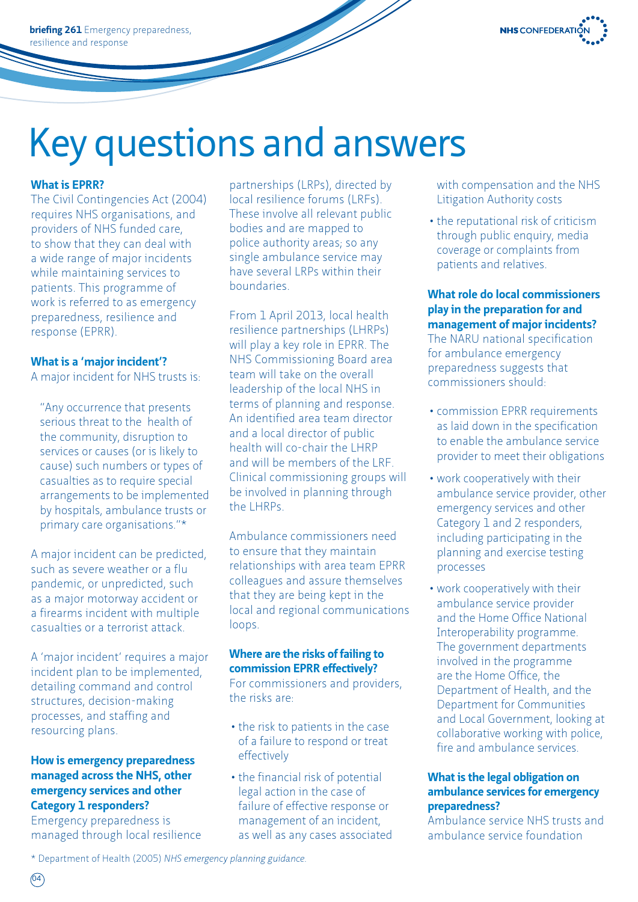# Key questions and answers

**What is EPRR?**

The Civil Contingencies Act (2004) requires NHS organisations, and providers of NHS funded care, to show that they can deal with a wide range of major incidents while maintaining services to patients. This programme of work is referred to as emergency preparedness, resilience and response (EPRR).

**What is a 'major incident'?**

A major incident for NHS trusts is:

> "Any occurrence that presents serious threat to the health of the community, disruption to services or causes (or is likely to cause) such numbers or types of casualties as to require special arrangements to be implemented by hospitals, ambulance trusts or primary care organisations."*

A major incident can be predicted, such as severe weather or a flu pandemic, or unpredicted, such as a major motorway accident or a firearms incident with multiple casualties or a terrorist attack.

A 'major incident' requires a major incident plan to be implemented, detailing command and control structures, decision-making processes, and staffing and resourcing plans.

**How is emergency preparedness managed across the NHS, other emergency services and other Category 1 responders?**

Emergency preparedness is managed through local resilience partnerships (LRPs), directed by local resilience forums (LRFs). These involve all relevant public bodies and are mapped to police authority areas; so any single ambulance service may have several LRPs within their boundaries.

From 1 April 2013, local health resilience partnerships (LHRPs) will play a key role in EPRR. The NHS Commissioning Board area team will take on the overall leadership of the local NHS in terms of planning and response. An identified area team director and a local director of public health will co-chair the LHRP and will be members of the LRF. Clinical commissioning groups will be involved in planning through the LHRPs.

Ambulance commissioners need to ensure that they maintain relationships with area team EPRR colleagues and assure themselves that they are being kept in the local and regional communications loops.

**Where are the risks of failing to commission EPRR effectively?**

For commissioners and providers, the risks are:

- the risk to patients in the case of a failure to respond or treat effectively
- the financial risk of potential legal action in the case of failure of effective response or management of an incident, as well as any cases associated with compensation and the NHS Litigation Authority costs
- the reputational risk of criticism through public enquiry, media coverage or complaints from patients and relatives.

**What role do local commissioners play in the preparation for and management of major incidents?**

The NARU national specification for ambulance emergency preparedness suggests that commissioners should:

- commission EPRR requirements as laid down in the specification to enable the ambulance service provider to meet their obligations
- work cooperatively with their ambulance service provider, other emergency services and other Category 1 and 2 responders, including participating in the planning and exercise testing processes
- work cooperatively with their ambulance service provider and the Home Office National Interoperability programme. The government departments involved in the programme are the Home Office, the Department of Health, and the Department for Communities and Local Government, looking at collaborative working with police, fire and ambulance services.

**What is the legal obligation on ambulance services for emergency preparedness?**

Ambulance service NHS trusts and ambulance service foundation

\* Department of Health (2005) *NHS emergency planning guidance*.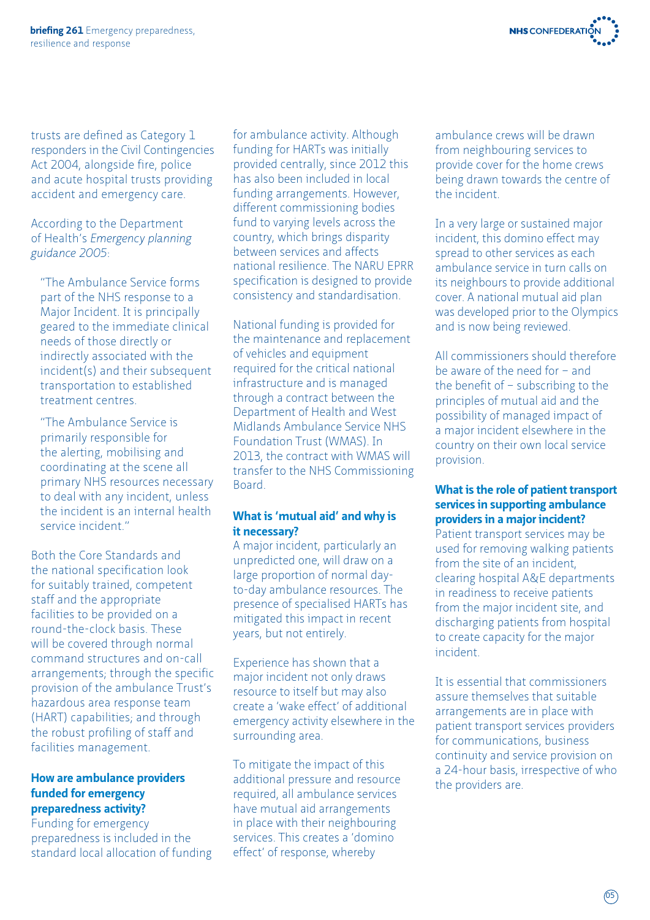trusts are defined as Category 1 responders in the Civil Contingencies Act 2004, alongside fire, police and acute hospital trusts providing accident and emergency care.

According to the Department of Health's *Emergency planning guidance 2005*:

> "The Ambulance Service forms part of the NHS response to a Major Incident. It is principally geared to the immediate clinical needs of those directly or indirectly associated with the incident(s) and their subsequent transportation to established treatment centres.
>
> "The Ambulance Service is primarily responsible for the alerting, mobilising and coordinating at the scene all primary NHS resources necessary to deal with any incident, unless the incident is an internal health service incident."

Both the Core Standards and the national specification look for suitably trained, competent staff and the appropriate facilities to be provided on a round-the-clock basis. These will be covered through normal command structures and on-call arrangements; through the specific provision of the ambulance Trust's hazardous area response team (HART) capabilities; and through the robust profiling of staff and facilities management.

## How are ambulance providers funded for emergency preparedness activity?

Funding for emergency preparedness is included in the standard local allocation of funding for ambulance activity. Although funding for HARTs was initially provided centrally, since 2012 this has also been included in local funding arrangements. However, different commissioning bodies fund to varying levels across the country, which brings disparity between services and affects national resilience. The NARU EPRR specification is designed to provide consistency and standardisation.

National funding is provided for the maintenance and replacement of vehicles and equipment required for the critical national infrastructure and is managed through a contract between the Department of Health and West Midlands Ambulance Service NHS Foundation Trust (WMAS). In 2013, the contract with WMAS will transfer to the NHS Commissioning Board.

## What is 'mutual aid' and why is it necessary?

A major incident, particularly an unpredicted one, will draw on a large proportion of normal day-to-day ambulance resources. The presence of specialised HARTs has mitigated this impact in recent years, but not entirely.

Experience has shown that a major incident not only draws resource to itself but may also create a 'wake effect' of additional emergency activity elsewhere in the surrounding area.

To mitigate the impact of this additional pressure and resource required, all ambulance services have mutual aid arrangements in place with their neighbouring services. This creates a 'domino effect' of response, whereby ambulance crews will be drawn from neighbouring services to provide cover for the home crews being drawn towards the centre of the incident.

In a very large or sustained major incident, this domino effect may spread to other services as each ambulance service in turn calls on its neighbours to provide additional cover. A national mutual aid plan was developed prior to the Olympics and is now being reviewed.

All commissioners should therefore be aware of the need for – and the benefit of – subscribing to the principles of mutual aid and the possibility of managed impact of a major incident elsewhere in the country on their own local service provision.

## What is the role of patient transport services in supporting ambulance providers in a major incident?

Patient transport services may be used for removing walking patients from the site of an incident, clearing hospital A&E departments in readiness to receive patients from the major incident site, and discharging patients from hospital to create capacity for the major incident.

It is essential that commissioners assure themselves that suitable arrangements are in place with patient transport services providers for communications, business continuity and service provision on a 24-hour basis, irrespective of who the providers are.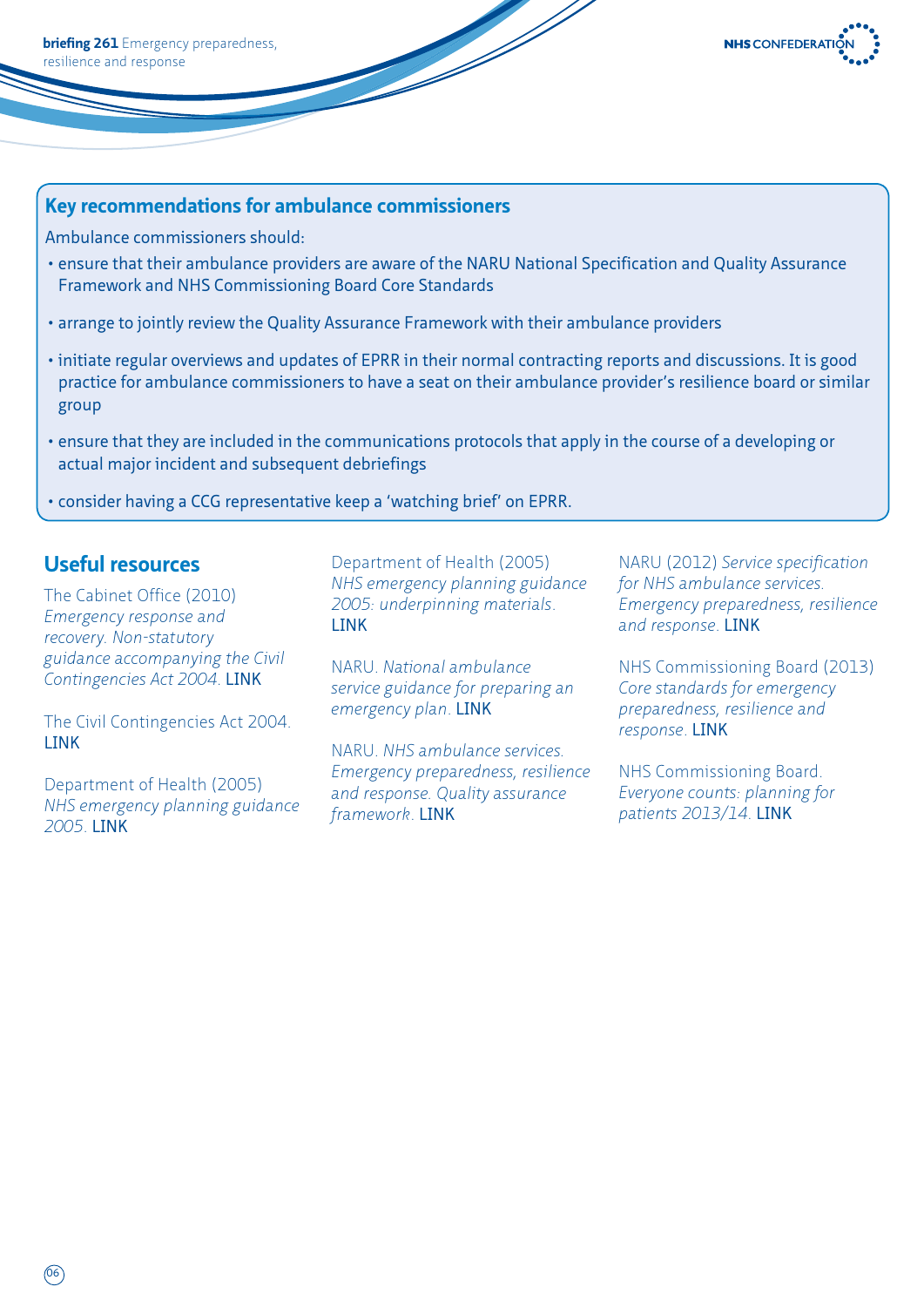## Key recommendations for ambulance commissioners

Ambulance commissioners should:

- ensure that their ambulance providers are aware of the NARU National Specification and Quality Assurance Framework and NHS Commissioning Board Core Standards
- arrange to jointly review the Quality Assurance Framework with their ambulance providers
- initiate regular overviews and updates of EPRR in their normal contracting reports and discussions. It is good practice for ambulance commissioners to have a seat on their ambulance provider's resilience board or similar group
- ensure that they are included in the communications protocols that apply in the course of a developing or actual major incident and subsequent debriefings
- consider having a CCG representative keep a 'watching brief' on EPRR.

## Useful resources

The Cabinet Office (2010) *Emergency response and recovery. Non-statutory guidance accompanying the Civil Contingencies Act 2004*. LINK

The Civil Contingencies Act 2004. LINK

Department of Health (2005) *NHS emergency planning guidance 2005*. LINK

Department of Health (2005) *NHS emergency planning guidance 2005: underpinning materials*. LINK

NARU. *National ambulance service guidance for preparing an emergency plan*. LINK

NARU. *NHS ambulance services. Emergency preparedness, resilience and response. Quality assurance framework*. LINK

NARU (2012) *Service specification for NHS ambulance services. Emergency preparedness, resilience and response*. LINK

NHS Commissioning Board (2013) *Core standards for emergency preparedness, resilience and response*. LINK

NHS Commissioning Board. *Everyone counts: planning for patients 2013/14*. LINK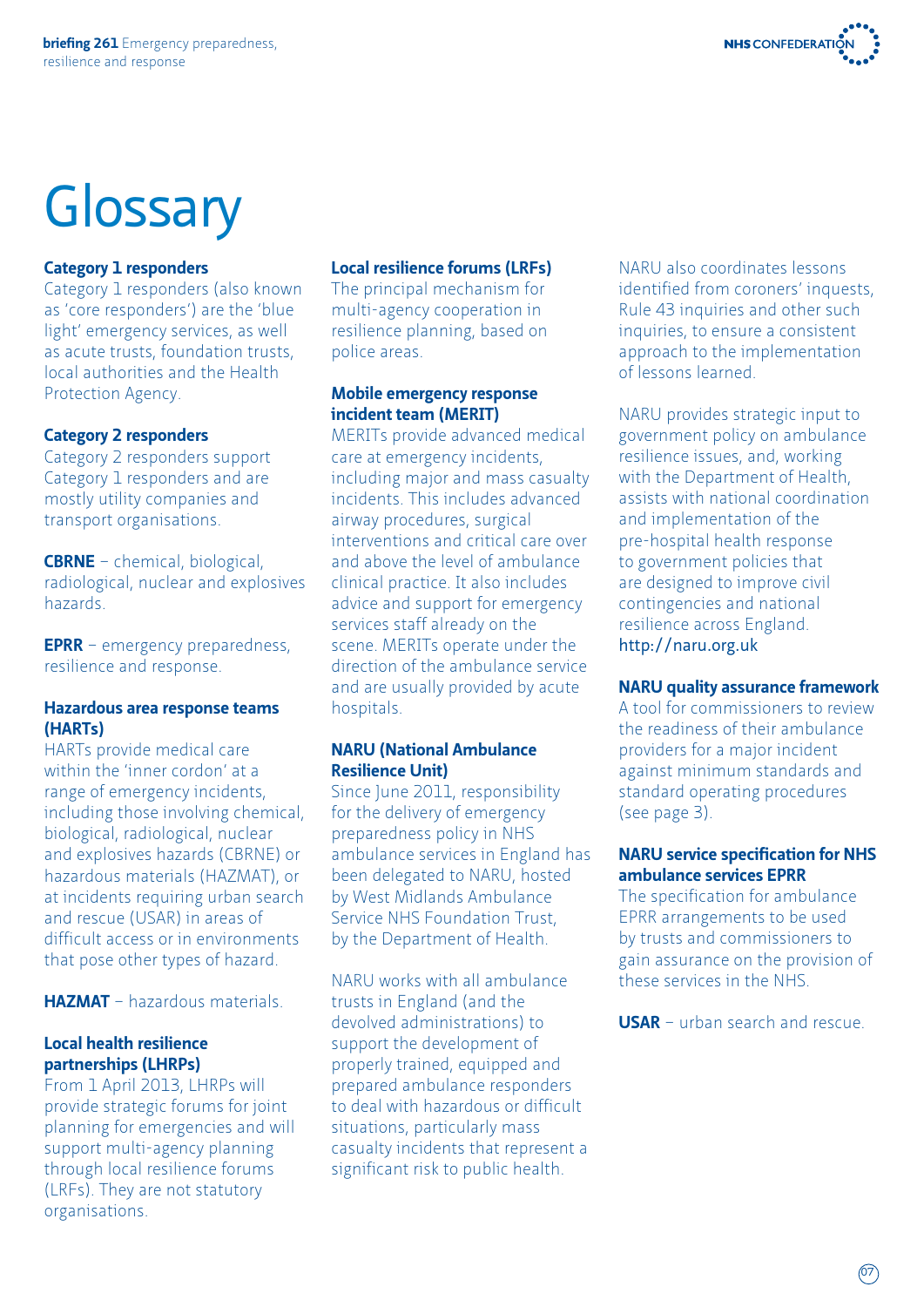# Glossary

**Category 1 responders**
Category 1 responders (also known as 'core responders') are the 'blue light' emergency services, as well as acute trusts, foundation trusts, local authorities and the Health Protection Agency.

**Category 2 responders**
Category 2 responders support Category 1 responders and are mostly utility companies and transport organisations.

**CBRNE** – chemical, biological, radiological, nuclear and explosives hazards.

**EPRR** – emergency preparedness, resilience and response.

**Hazardous area response teams (HARTs)**
HARTs provide medical care within the 'inner cordon' at a range of emergency incidents, including those involving chemical, biological, radiological, nuclear and explosives hazards (CBRNE) or hazardous materials (HAZMAT), or at incidents requiring urban search and rescue (USAR) in areas of difficult access or in environments that pose other types of hazard.

**HAZMAT** – hazardous materials.

**Local health resilience partnerships (LHRPs)**
From 1 April 2013, LHRPs will provide strategic forums for joint planning for emergencies and will support multi-agency planning through local resilience forums (LRFs). They are not statutory organisations.

**Local resilience forums (LRFs)**
The principal mechanism for multi-agency cooperation in resilience planning, based on police areas.

**Mobile emergency response incident team (MERIT)**
MERITs provide advanced medical care at emergency incidents, including major and mass casualty incidents. This includes advanced airway procedures, surgical interventions and critical care over and above the level of ambulance clinical practice. It also includes advice and support for emergency services staff already on the scene. MERITs operate under the direction of the ambulance service and are usually provided by acute hospitals.

**NARU (National Ambulance Resilience Unit)**
Since June 2011, responsibility for the delivery of emergency preparedness policy in NHS ambulance services in England has been delegated to NARU, hosted by West Midlands Ambulance Service NHS Foundation Trust, by the Department of Health.

NARU works with all ambulance trusts in England (and the devolved administrations) to support the development of properly trained, equipped and prepared ambulance responders to deal with hazardous or difficult situations, particularly mass casualty incidents that represent a significant risk to public health.

NARU also coordinates lessons identified from coroners' inquests, Rule 43 inquiries and other such inquiries, to ensure a consistent approach to the implementation of lessons learned.

NARU provides strategic input to government policy on ambulance resilience issues, and, working with the Department of Health, assists with national coordination and implementation of the pre-hospital health response to government policies that are designed to improve civil contingencies and national resilience across England.
http://naru.org.uk

**NARU quality assurance framework**
A tool for commissioners to review the readiness of their ambulance providers for a major incident against minimum standards and standard operating procedures (see page 3).

**NARU service specification for NHS ambulance services EPRR**
The specification for ambulance EPRR arrangements to be used by trusts and commissioners to gain assurance on the provision of these services in the NHS.

**USAR** – urban search and rescue.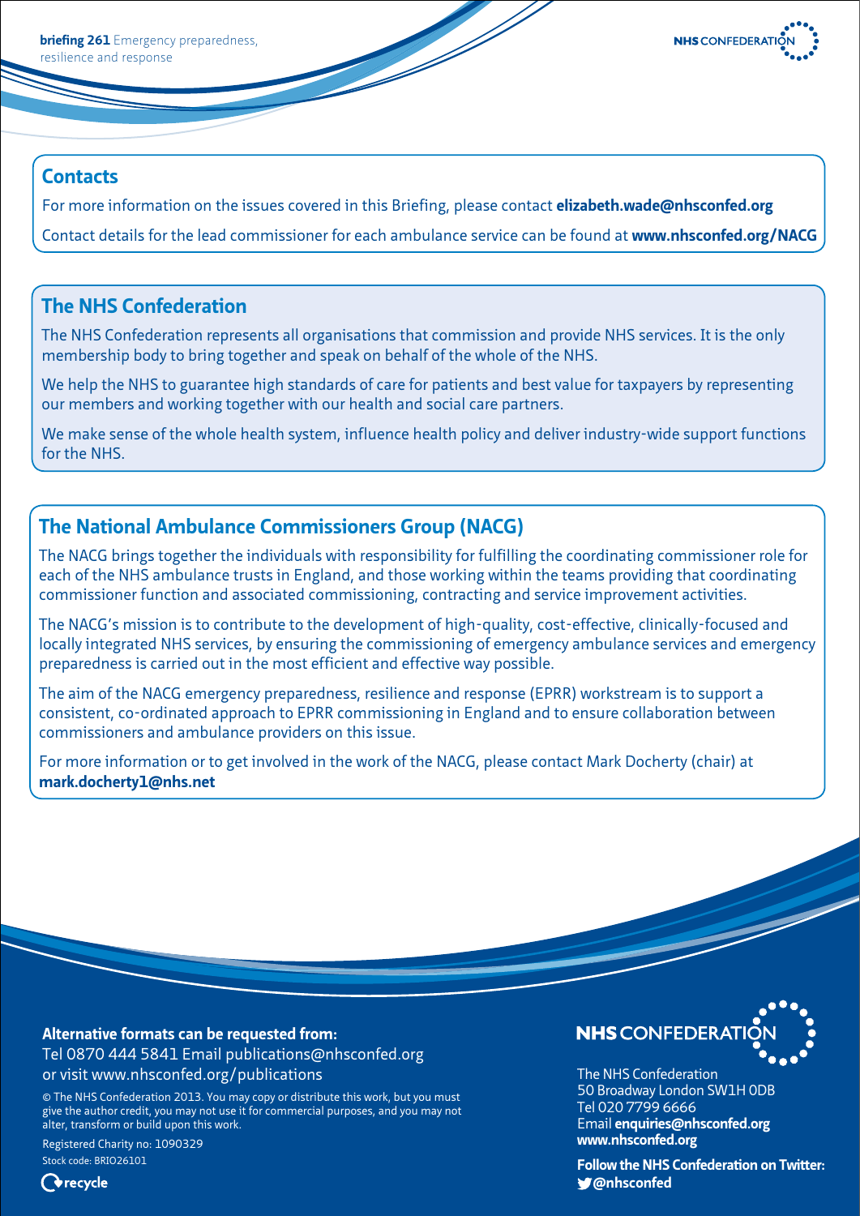## Contacts

For more information on the issues covered in this Briefing, please contact **elizabeth.wade@nhsconfed.org**

Contact details for the lead commissioner for each ambulance service can be found at **www.nhsconfed.org/NACG**

## The NHS Confederation

The NHS Confederation represents all organisations that commission and provide NHS services. It is the only membership body to bring together and speak on behalf of the whole of the NHS.

We help the NHS to guarantee high standards of care for patients and best value for taxpayers by representing our members and working together with our health and social care partners.

We make sense of the whole health system, influence health policy and deliver industry-wide support functions for the NHS.

## The National Ambulance Commissioners Group (NACG)

The NACG brings together the individuals with responsibility for fulfilling the coordinating commissioner role for each of the NHS ambulance trusts in England, and those working within the teams providing that coordinating commissioner function and associated commissioning, contracting and service improvement activities.

The NACG's mission is to contribute to the development of high-quality, cost-effective, clinically-focused and locally integrated NHS services, by ensuring the commissioning of emergency ambulance services and emergency preparedness is carried out in the most efficient and effective way possible.

The aim of the NACG emergency preparedness, resilience and response (EPRR) workstream is to support a consistent, co-ordinated approach to EPRR commissioning in England and to ensure collaboration between commissioners and ambulance providers on this issue.

For more information or to get involved in the work of the NACG, please contact Mark Docherty (chair) at **mark.docherty1@nhs.net**

**Alternative formats can be requested from:**
Tel 0870 444 5841 Email publications@nhsconfed.org
or visit www.nhsconfed.org/publications

© The NHS Confederation 2013. You may copy or distribute this work, but you must give the author credit, you may not use it for commercial purposes, and you may not alter, transform or build upon this work.

Registered Charity no: 1090329

Stock code: BRI026101

recycle

**NHS CONFEDERATION**

The NHS Confederation
50 Broadway London SW1H 0DB
Tel 020 7799 6666
Email **enquiries@nhsconfed.org**
**www.nhsconfed.org**

**Follow the NHS Confederation on Twitter:**
**@nhsconfed**